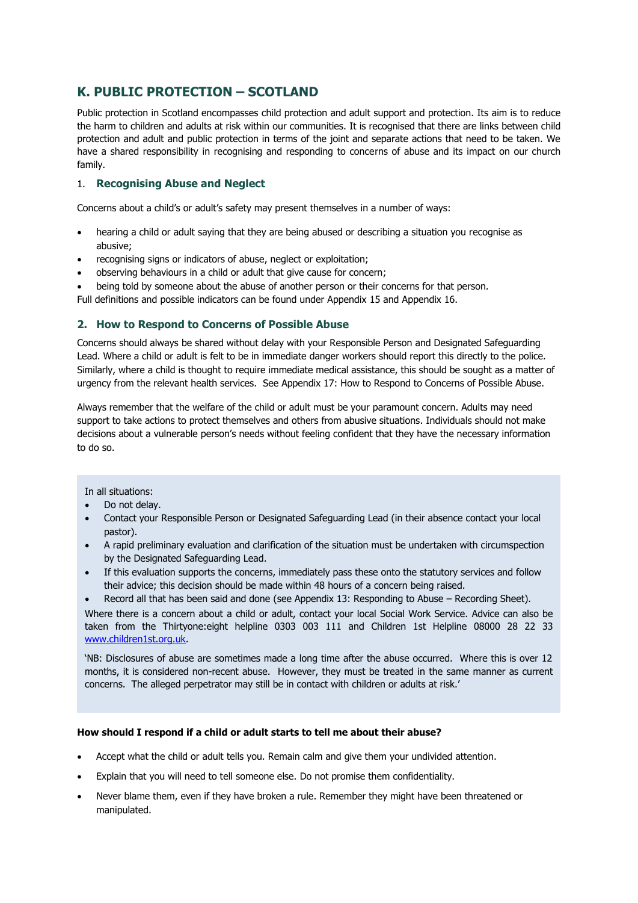## K. PUBLIC PROTECTION – SCOTLAND

Public protection in Scotland encompasses child protection and adult support and protection. Its aim is to reduce the harm to children and adults at risk within our communities. It is recognised that there are links between child protection and adult and public protection in terms of the joint and separate actions that need to be taken. We have a shared responsibility in recognising and responding to concerns of abuse and its impact on our church family.

### 1. Recognising Abuse and Neglect

Concerns about a child's or adult's safety may present themselves in a number of ways:

- hearing a child or adult saying that they are being abused or describing a situation you recognise as abusive;
- recognising signs or indicators of abuse, neglect or exploitation;
- observing behaviours in a child or adult that give cause for concern;
- being told by someone about the abuse of another person or their concerns for that person.

Full definitions and possible indicators can be found under Appendix 15 and Appendix 16.

### 2. How to Respond to Concerns of Possible Abuse

Concerns should always be shared without delay with your Responsible Person and Designated Safeguarding Lead. Where a child or adult is felt to be in immediate danger workers should report this directly to the police. Similarly, where a child is thought to require immediate medical assistance, this should be sought as a matter of urgency from the relevant health services. See Appendix 17: How to Respond to Concerns of Possible Abuse.

Always remember that the welfare of the child or adult must be your paramount concern. Adults may need support to take actions to protect themselves and others from abusive situations. Individuals should not make decisions about a vulnerable person's needs without feeling confident that they have the necessary information to do so.

In all situations:

- Do not delay.
- Contact your Responsible Person or Designated Safeguarding Lead (in their absence contact your local pastor).
- A rapid preliminary evaluation and clarification of the situation must be undertaken with circumspection by the Designated Safeguarding Lead.
- If this evaluation supports the concerns, immediately pass these onto the statutory services and follow their advice; this decision should be made within 48 hours of a concern being raised.
- Record all that has been said and done (see Appendix 13: Responding to Abuse – Recording Sheet).

Where there is a concern about a child or adult, contact your local Social Work Service. Advice can also be taken from the Thirtyone:eight helpline 0303 003 111 and Children 1st Helpline 08000 28 22 33 www.children1st.org.uk.

'NB: Disclosures of abuse are sometimes made a long time after the abuse occurred. Where this is over 12 months, it is considered non-recent abuse. However, they must be treated in the same manner as current concerns. The alleged perpetrator may still be in contact with children or adults at risk.'

**How should I respond if a child or adult starts to tell me about their abuse?**

- Accept what the child or adult tells you. Remain calm and give them your undivided attention.
- Explain that you will need to tell someone else. Do not promise them confidentiality.
- Never blame them, even if they have broken a rule. Remember they might have been threatened or manipulated.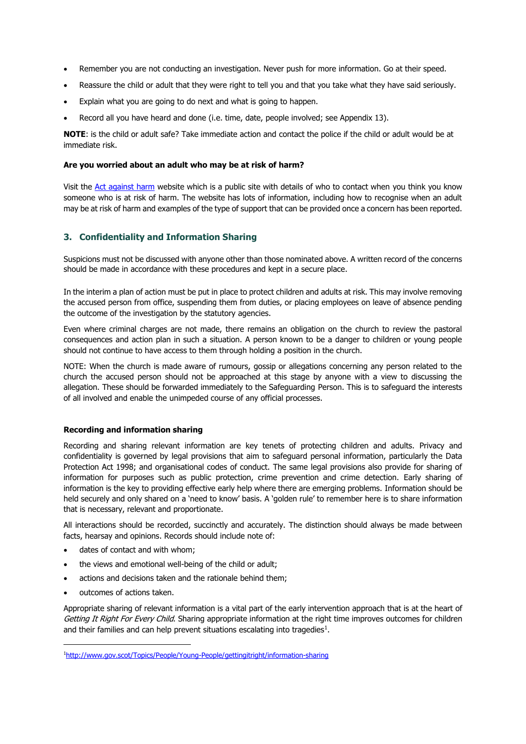- Remember you are not conducting an investigation. Never push for more information. Go at their speed.
- Reassure the child or adult that they were right to tell you and that you take what they have said seriously.
- Explain what you are going to do next and what is going to happen.
- Record all you have heard and done (i.e. time, date, people involved; see Appendix 13).

**NOTE**: is the child or adult safe? Take immediate action and contact the police if the child or adult would be at immediate risk.

**Are you worried about an adult who may be at risk of harm?**

Visit the Act against harm website which is a public site with details of who to contact when you think you know someone who is at risk of harm. The website has lots of information, including how to recognise when an adult may be at risk of harm and examples of the type of support that can be provided once a concern has been reported.

## 3. Confidentiality and Information Sharing

Suspicions must not be discussed with anyone other than those nominated above. A written record of the concerns should be made in accordance with these procedures and kept in a secure place.

In the interim a plan of action must be put in place to protect children and adults at risk. This may involve removing the accused person from office, suspending them from duties, or placing employees on leave of absence pending the outcome of the investigation by the statutory agencies.

Even where criminal charges are not made, there remains an obligation on the church to review the pastoral consequences and action plan in such a situation. A person known to be a danger to children or young people should not continue to have access to them through holding a position in the church.

NOTE: When the church is made aware of rumours, gossip or allegations concerning any person related to the church the accused person should not be approached at this stage by anyone with a view to discussing the allegation. These should be forwarded immediately to the Safeguarding Person. This is to safeguard the interests of all involved and enable the unimpeded course of any official processes.

**Recording and information sharing**

Recording and sharing relevant information are key tenets of protecting children and adults. Privacy and confidentiality is governed by legal provisions that aim to safeguard personal information, particularly the Data Protection Act 1998; and organisational codes of conduct. The same legal provisions also provide for sharing of information for purposes such as public protection, crime prevention and crime detection. Early sharing of information is the key to providing effective early help where there are emerging problems. Information should be held securely and only shared on a 'need to know' basis. A 'golden rule' to remember here is to share information that is necessary, relevant and proportionate.

All interactions should be recorded, succinctly and accurately. The distinction should always be made between facts, hearsay and opinions. Records should include note of:

- dates of contact and with whom;
- the views and emotional well-being of the child or adult;
- actions and decisions taken and the rationale behind them;
- outcomes of actions taken.

Appropriate sharing of relevant information is a vital part of the early intervention approach that is at the heart of *Getting It Right For Every Child*. Sharing appropriate information at the right time improves outcomes for children and their families and can help prevent situations escalating into tragedies[1].

[1] http://www.gov.scot/Topics/People/Young-People/gettingitright/information-sharing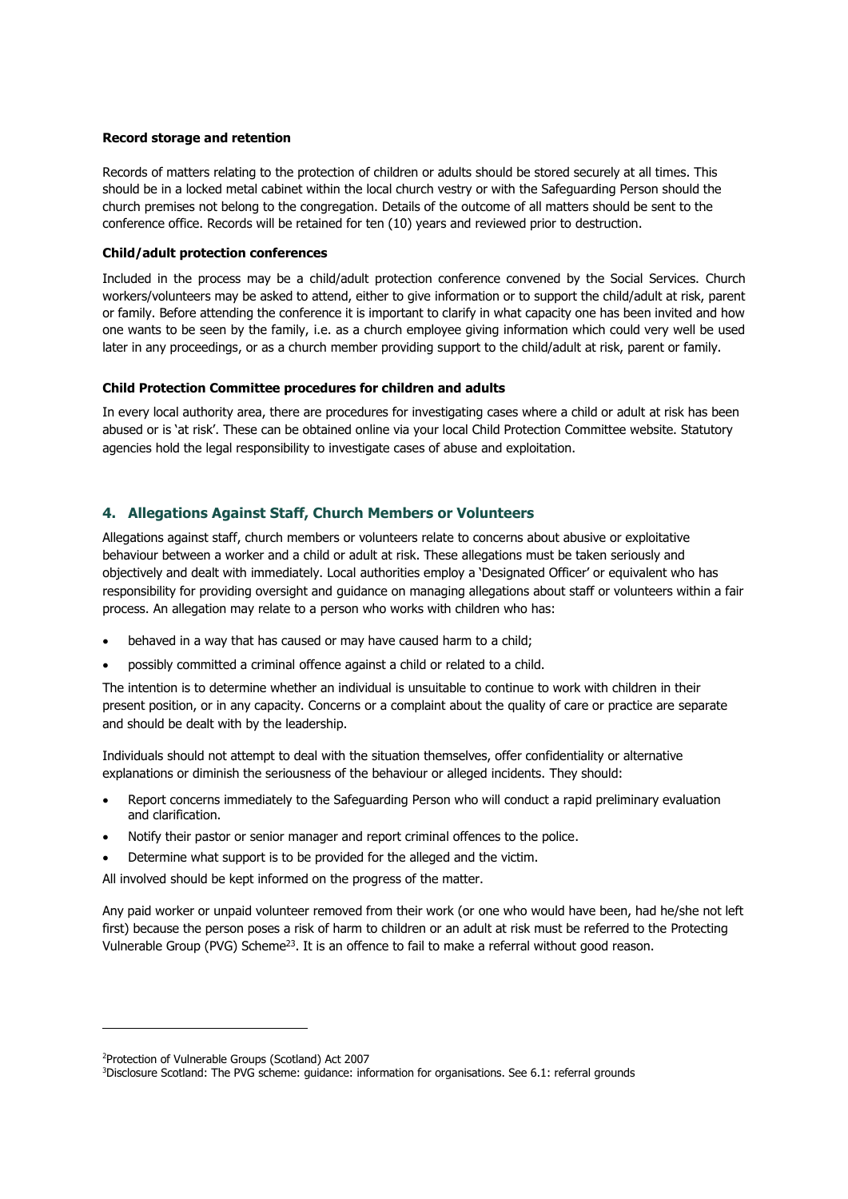#### Record storage and retention

Records of matters relating to the protection of children or adults should be stored securely at all times. This should be in a locked metal cabinet within the local church vestry or with the Safeguarding Person should the church premises not belong to the congregation. Details of the outcome of all matters should be sent to the conference office. Records will be retained for ten (10) years and reviewed prior to destruction.

#### Child/adult protection conferences

Included in the process may be a child/adult protection conference convened by the Social Services. Church workers/volunteers may be asked to attend, either to give information or to support the child/adult at risk, parent or family. Before attending the conference it is important to clarify in what capacity one has been invited and how one wants to be seen by the family, i.e. as a church employee giving information which could very well be used later in any proceedings, or as a church member providing support to the child/adult at risk, parent or family.

#### Child Protection Committee procedures for children and adults

In every local authority area, there are procedures for investigating cases where a child or adult at risk has been abused or is 'at risk'. These can be obtained online via your local Child Protection Committee website. Statutory agencies hold the legal responsibility to investigate cases of abuse and exploitation.

## 4. Allegations Against Staff, Church Members or Volunteers

Allegations against staff, church members or volunteers relate to concerns about abusive or exploitative behaviour between a worker and a child or adult at risk. These allegations must be taken seriously and objectively and dealt with immediately. Local authorities employ a 'Designated Officer' or equivalent who has responsibility for providing oversight and guidance on managing allegations about staff or volunteers within a fair process. An allegation may relate to a person who works with children who has:

- behaved in a way that has caused or may have caused harm to a child;
- possibly committed a criminal offence against a child or related to a child.

The intention is to determine whether an individual is unsuitable to continue to work with children in their present position, or in any capacity. Concerns or a complaint about the quality of care or practice are separate and should be dealt with by the leadership.

Individuals should not attempt to deal with the situation themselves, offer confidentiality or alternative explanations or diminish the seriousness of the behaviour or alleged incidents. They should:

- Report concerns immediately to the Safeguarding Person who will conduct a rapid preliminary evaluation and clarification.
- Notify their pastor or senior manager and report criminal offences to the police.
- Determine what support is to be provided for the alleged and the victim.

All involved should be kept informed on the progress of the matter.

Any paid worker or unpaid volunteer removed from their work (or one who would have been, had he/she not left first) because the person poses a risk of harm to children or an adult at risk must be referred to the Protecting Vulnerable Group (PVG) Scheme[2][3]. It is an offence to fail to make a referral without good reason.

---

[2]Protection of Vulnerable Groups (Scotland) Act 2007

[3]Disclosure Scotland: The PVG scheme: guidance: information for organisations. See 6.1: referral grounds